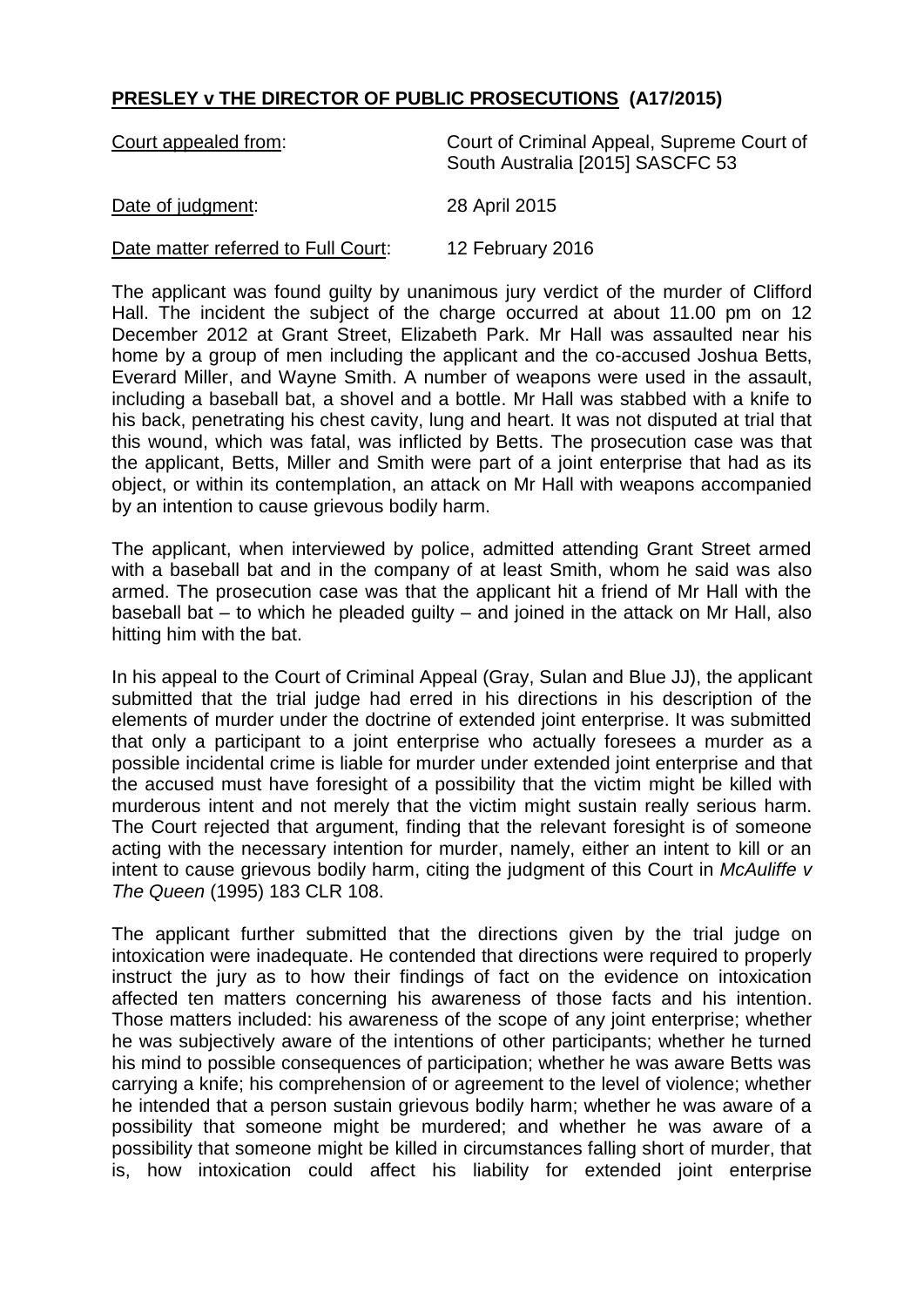**PRESLEY v THE DIRECTOR OF PUBLIC PROSECUTIONS (A17/2015)**

| | |
|---|---|
| Court appealed from: | Court of Criminal Appeal, Supreme Court of South Australia [2015] SASCFC 53 |
| Date of judgment: | 28 April 2015 |
| Date matter referred to Full Court: | 12 February 2016 |

The applicant was found guilty by unanimous jury verdict of the murder of Clifford Hall. The incident the subject of the charge occurred at about 11.00 pm on 12 December 2012 at Grant Street, Elizabeth Park. Mr Hall was assaulted near his home by a group of men including the applicant and the co-accused Joshua Betts, Everard Miller, and Wayne Smith. A number of weapons were used in the assault, including a baseball bat, a shovel and a bottle. Mr Hall was stabbed with a knife to his back, penetrating his chest cavity, lung and heart. It was not disputed at trial that this wound, which was fatal, was inflicted by Betts. The prosecution case was that the applicant, Betts, Miller and Smith were part of a joint enterprise that had as its object, or within its contemplation, an attack on Mr Hall with weapons accompanied by an intention to cause grievous bodily harm.

The applicant, when interviewed by police, admitted attending Grant Street armed with a baseball bat and in the company of at least Smith, whom he said was also armed. The prosecution case was that the applicant hit a friend of Mr Hall with the baseball bat – to which he pleaded guilty – and joined in the attack on Mr Hall, also hitting him with the bat.

In his appeal to the Court of Criminal Appeal (Gray, Sulan and Blue JJ), the applicant submitted that the trial judge had erred in his directions in his description of the elements of murder under the doctrine of extended joint enterprise. It was submitted that only a participant to a joint enterprise who actually foresees a murder as a possible incidental crime is liable for murder under extended joint enterprise and that the accused must have foresight of a possibility that the victim might be killed with murderous intent and not merely that the victim might sustain really serious harm. The Court rejected that argument, finding that the relevant foresight is of someone acting with the necessary intention for murder, namely, either an intent to kill or an intent to cause grievous bodily harm, citing the judgment of this Court in *McAuliffe v The Queen* (1995) 183 CLR 108.

The applicant further submitted that the directions given by the trial judge on intoxication were inadequate. He contended that directions were required to properly instruct the jury as to how their findings of fact on the evidence on intoxication affected ten matters concerning his awareness of those facts and his intention. Those matters included: his awareness of the scope of any joint enterprise; whether he was subjectively aware of the intentions of other participants; whether he turned his mind to possible consequences of participation; whether he was aware Betts was carrying a knife; his comprehension of or agreement to the level of violence; whether he intended that a person sustain grievous bodily harm; whether he was aware of a possibility that someone might be murdered; and whether he was aware of a possibility that someone might be killed in circumstances falling short of murder, that is, how intoxication could affect his liability for extended joint enterprise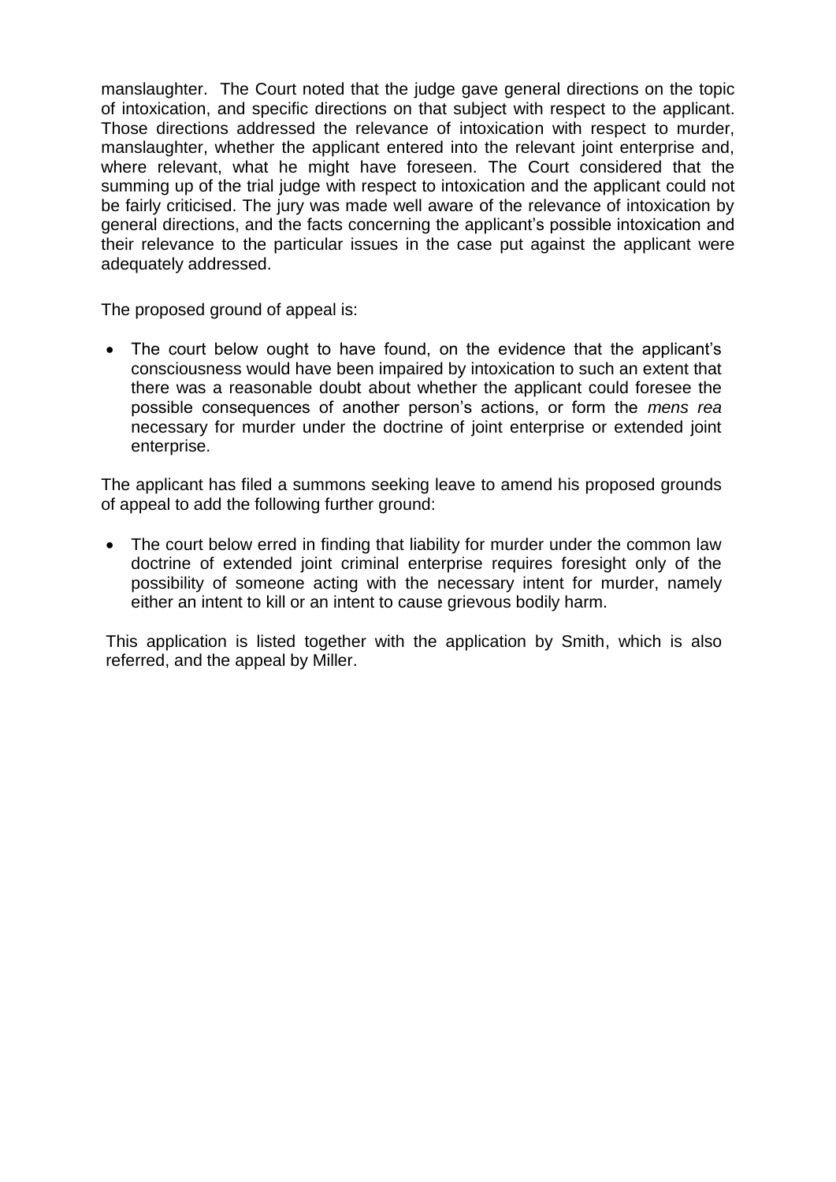manslaughter. The Court noted that the judge gave general directions on the topic of intoxication, and specific directions on that subject with respect to the applicant. Those directions addressed the relevance of intoxication with respect to murder, manslaughter, whether the applicant entered into the relevant joint enterprise and, where relevant, what he might have foreseen. The Court considered that the summing up of the trial judge with respect to intoxication and the applicant could not be fairly criticised. The jury was made well aware of the relevance of intoxication by general directions, and the facts concerning the applicant's possible intoxication and their relevance to the particular issues in the case put against the applicant were adequately addressed.

The proposed ground of appeal is:

- The court below ought to have found, on the evidence that the applicant's consciousness would have been impaired by intoxication to such an extent that there was a reasonable doubt about whether the applicant could foresee the possible consequences of another person's actions, or form the *mens rea* necessary for murder under the doctrine of joint enterprise or extended joint enterprise.

The applicant has filed a summons seeking leave to amend his proposed grounds of appeal to add the following further ground:

- The court below erred in finding that liability for murder under the common law doctrine of extended joint criminal enterprise requires foresight only of the possibility of someone acting with the necessary intent for murder, namely either an intent to kill or an intent to cause grievous bodily harm.

This application is listed together with the application by Smith, which is also referred, and the appeal by Miller.